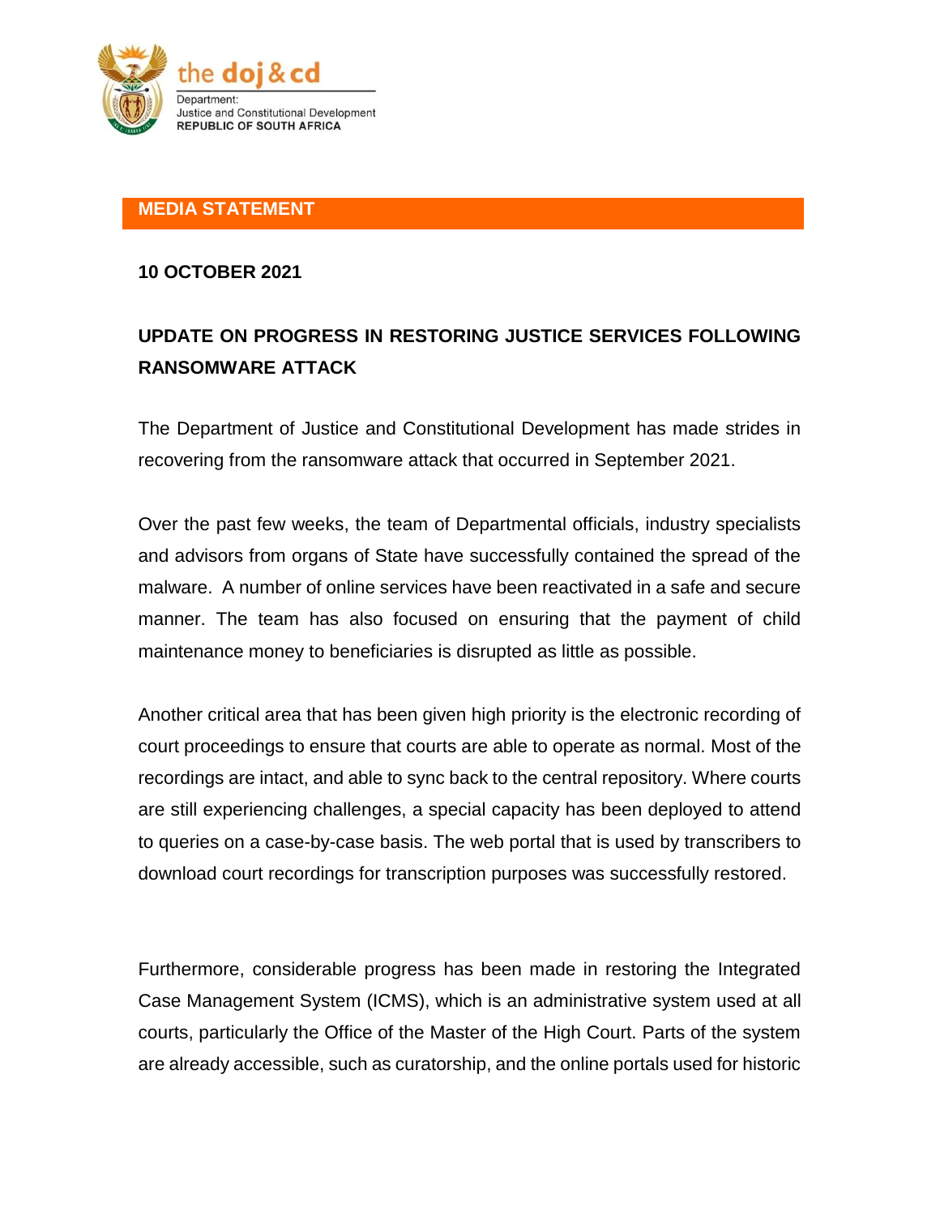the doj & cd

Department:
Justice and Constitutional Development
REPUBLIC OF SOUTH AFRICA

**MEDIA STATEMENT**

**10 OCTOBER 2021**

## UPDATE ON PROGRESS IN RESTORING JUSTICE SERVICES FOLLOWING RANSOMWARE ATTACK

The Department of Justice and Constitutional Development has made strides in recovering from the ransomware attack that occurred in September 2021.

Over the past few weeks, the team of Departmental officials, industry specialists and advisors from organs of State have successfully contained the spread of the malware. A number of online services have been reactivated in a safe and secure manner. The team has also focused on ensuring that the payment of child maintenance money to beneficiaries is disrupted as little as possible.

Another critical area that has been given high priority is the electronic recording of court proceedings to ensure that courts are able to operate as normal. Most of the recordings are intact, and able to sync back to the central repository. Where courts are still experiencing challenges, a special capacity has been deployed to attend to queries on a case-by-case basis. The web portal that is used by transcribers to download court recordings for transcription purposes was successfully restored.

Furthermore, considerable progress has been made in restoring the Integrated Case Management System (ICMS), which is an administrative system used at all courts, particularly the Office of the Master of the High Court. Parts of the system are already accessible, such as curatorship, and the online portals used for historic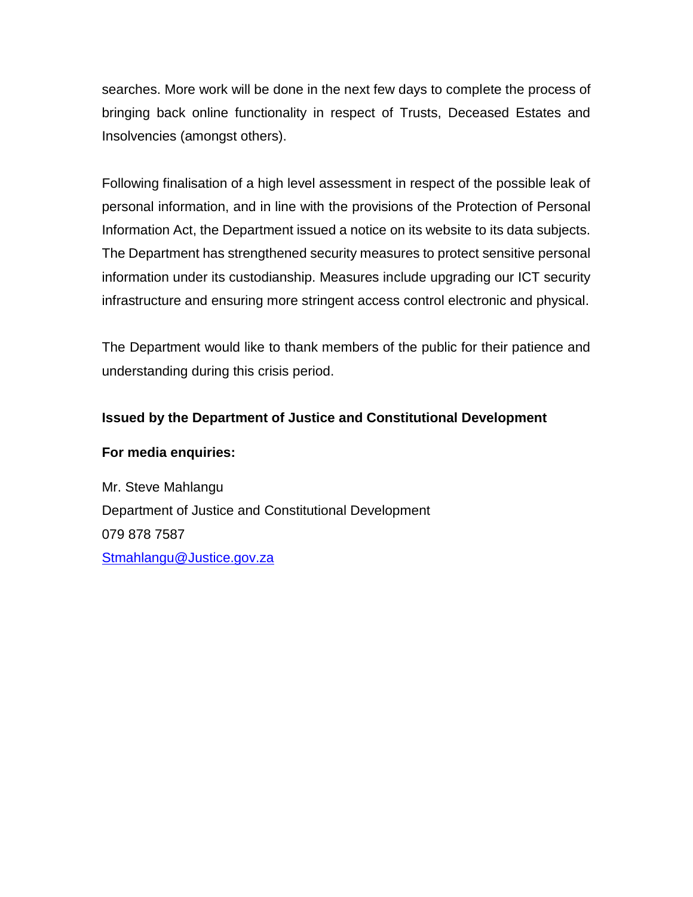searches. More work will be done in the next few days to complete the process of bringing back online functionality in respect of Trusts, Deceased Estates and Insolvencies (amongst others).

Following finalisation of a high level assessment in respect of the possible leak of personal information, and in line with the provisions of the Protection of Personal Information Act, the Department issued a notice on its website to its data subjects. The Department has strengthened security measures to protect sensitive personal information under its custodianship. Measures include upgrading our ICT security infrastructure and ensuring more stringent access control electronic and physical.

The Department would like to thank members of the public for their patience and understanding during this crisis period.

**Issued by the Department of Justice and Constitutional Development**

**For media enquiries:**

Mr. Steve Mahlangu  
Department of Justice and Constitutional Development  
079 878 7587  
Stmahlangu@Justice.gov.za